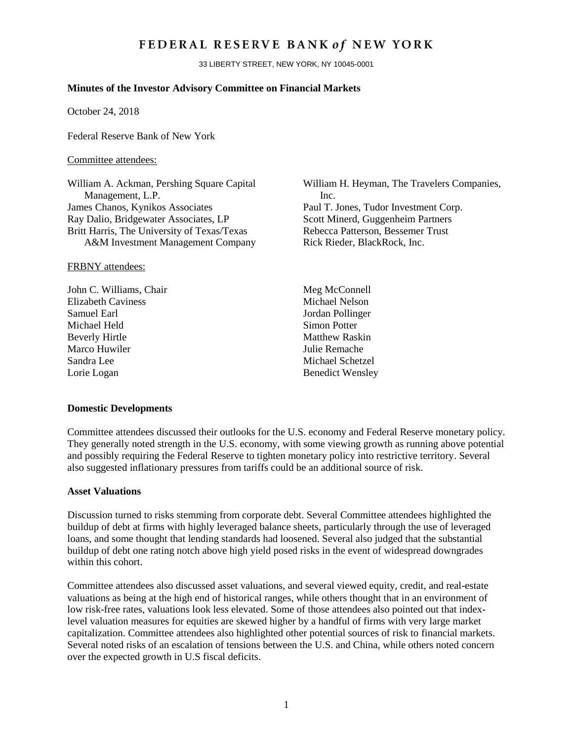# FEDERAL RESERVE BANK *of* NEW YORK

33 LIBERTY STREET, NEW YORK, NY 10045-0001

**Minutes of the Investor Advisory Committee on Financial Markets**

October 24, 2018

Federal Reserve Bank of New York

Committee attendees:

William A. Ackman, Pershing Square Capital Management, L.P.
James Chanos, Kynikos Associates
Ray Dalio, Bridgewater Associates, LP
Britt Harris, The University of Texas/Texas A&M Investment Management Company
William H. Heyman, The Travelers Companies, Inc.
Paul T. Jones, Tudor Investment Corp.
Scott Minerd, Guggenheim Partners
Rebecca Patterson, Bessemer Trust
Rick Rieder, BlackRock, Inc.

FRBNY attendees:

John C. Williams, Chair
Elizabeth Caviness
Samuel Earl
Michael Held
Beverly Hirtle
Marco Huwiler
Sandra Lee
Lorie Logan
Meg McConnell
Michael Nelson
Jordan Pollinger
Simon Potter
Matthew Raskin
Julie Remache
Michael Schetzel
Benedict Wensley

**Domestic Developments**

Committee attendees discussed their outlooks for the U.S. economy and Federal Reserve monetary policy. They generally noted strength in the U.S. economy, with some viewing growth as running above potential and possibly requiring the Federal Reserve to tighten monetary policy into restrictive territory. Several also suggested inflationary pressures from tariffs could be an additional source of risk.

**Asset Valuations**

Discussion turned to risks stemming from corporate debt. Several Committee attendees highlighted the buildup of debt at firms with highly leveraged balance sheets, particularly through the use of leveraged loans, and some thought that lending standards had loosened. Several also judged that the substantial buildup of debt one rating notch above high yield posed risks in the event of widespread downgrades within this cohort.

Committee attendees also discussed asset valuations, and several viewed equity, credit, and real-estate valuations as being at the high end of historical ranges, while others thought that in an environment of low risk-free rates, valuations look less elevated. Some of those attendees also pointed out that index-level valuation measures for equities are skewed higher by a handful of firms with very large market capitalization. Committee attendees also highlighted other potential sources of risk to financial markets. Several noted risks of an escalation of tensions between the U.S. and China, while others noted concern over the expected growth in U.S fiscal deficits.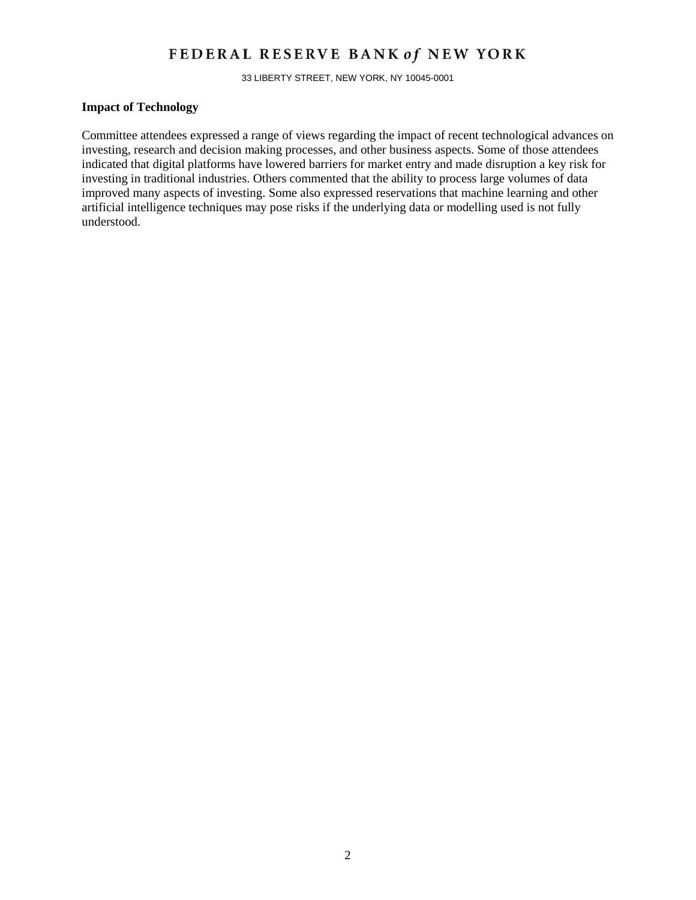**Impact of Technology**

Committee attendees expressed a range of views regarding the impact of recent technological advances on investing, research and decision making processes, and other business aspects. Some of those attendees indicated that digital platforms have lowered barriers for market entry and made disruption a key risk for investing in traditional industries. Others commented that the ability to process large volumes of data improved many aspects of investing. Some also expressed reservations that machine learning and other artificial intelligence techniques may pose risks if the underlying data or modelling used is not fully understood.